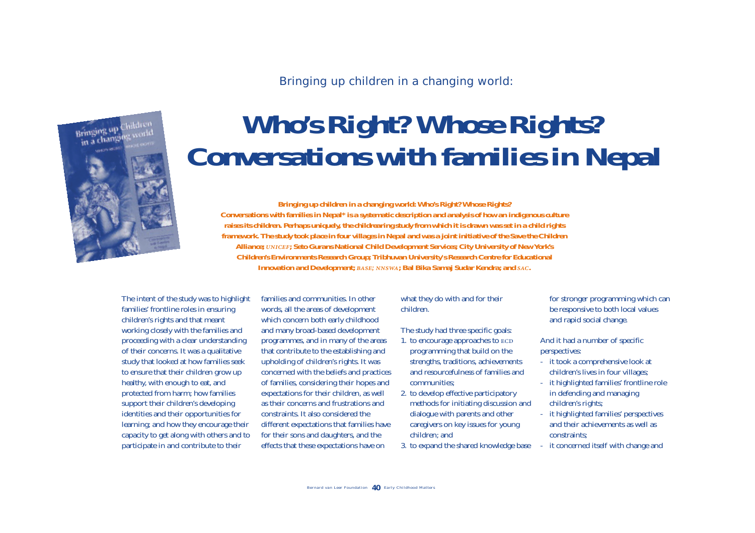Bringing up children in a changing world:

# Who's Right? Whose Rights? Conversations with families in Nepal

**Bringing up children in a changing world: Who's Right? Whose Rights? Conversations with families in Nepal* is a systematic description and analysis of how an indigenous culture raises its children. Perhaps uniquely, the childrearing study from which it is drawn was set in a child rights framework. The study took place in four villages in Nepal and was a joint initiative of the Save the Children Alliance; UNICEF; Seto Gurans National Child Development Services; City University of New York's Children's Environments Research Group; Tribhuvan University's Research Centre for Educational Innovation and Development; BASE; NNSWA; Bal Bika Samaj Sudar Kendra; and SAC.**

The intent of the study was to highlight families' frontline roles in ensuring children's rights and that meant working closely with the families and proceeding with a clear understanding of their concerns. It was a qualitative study that looked at how families seek to ensure that their children grow up healthy, with enough to eat, and protected from harm; how families support their children's developing identities and their opportunities for learning; and how they encourage their capacity to get along with others and to participate in and contribute to their families and communities. In other words, all the areas of development which concern both early childhood and many broad-based development programmes, and in many of the areas that contribute to the establishing and upholding of children's rights. It was concerned with the beliefs and practices of families, considering their hopes and expectations for their children, as well as their concerns and frustrations and constraints. It also considered the different expectations that families have for their sons and daughters, and the effects that these expectations have on what they do with and for their children.

The study had three specific goals:

1. to encourage approaches to ECD programming that build on the strengths, traditions, achievements and resourcefulness of families and communities;
2. to develop effective participatory methods for initiating discussion and dialogue with parents and other caregivers on key issues for young children; and
3. to expand the shared knowledge base for stronger programming which can be responsive to both local values and rapid social change.

And it had a number of specific perspectives:

- it took a comprehensive look at children's lives in four villages;
- it highlighted families' frontline role in defending and managing children's rights;
- it highlighted families' perspectives and their achievements as well as constraints;
- it concerned itself with change and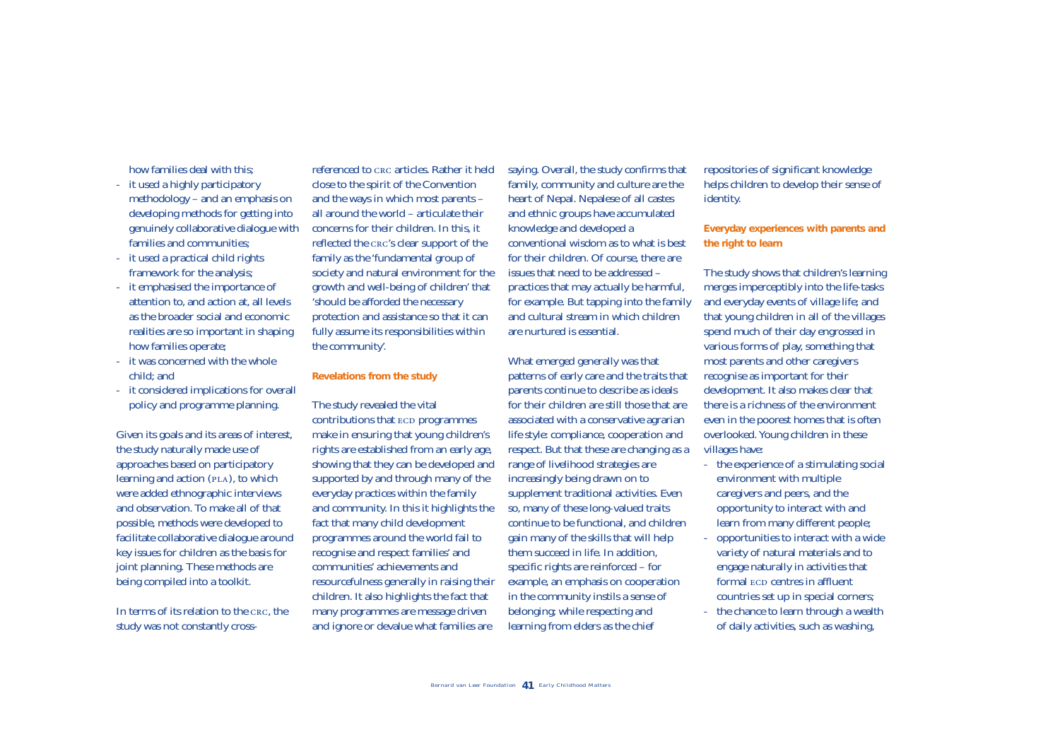how families deal with this;

- it used a highly participatory methodology – and an emphasis on developing methods for getting into genuinely collaborative dialogue with families and communities;
- it used a practical child rights framework for the analysis;
- it emphasised the importance of attention to, and action at, all levels as the broader social and economic realities are so important in shaping how families operate;
- it was concerned with the whole child; and
- it considered implications for overall policy and programme planning.

Given its goals and its areas of interest, the study naturally made use of approaches based on participatory learning and action (PLA), to which were added ethnographic interviews and observation. To make all of that possible, methods were developed to facilitate collaborative dialogue around key issues for children as the basis for joint planning. These methods are being compiled into a toolkit.

In terms of its relation to the CRC, the study was not constantly cross-referenced to CRC articles. Rather it held close to the spirit of the Convention and the ways in which most parents – all around the world – articulate their concerns for their children. In this, it reflected the CRC's clear support of the family as the 'fundamental group of society and natural environment for the growth and well-being of children' that 'should be afforded the necessary protection and assistance so that it can fully assume its responsibilities within the community'.

### Revelations from the study

The study revealed the vital contributions that ECD programmes make in ensuring that young children's rights are established from an early age, showing that they can be developed and supported by and through many of the everyday practices within the family and community. In this it highlights the fact that many child development programmes around the world fail to recognise and respect families' and communities' achievements and resourcefulness generally in raising their children. It also highlights the fact that many programmes are message driven and ignore or devalue what families are saying. Overall, the study confirms that family, community and culture are the heart of Nepal. Nepalese of all castes and ethnic groups have accumulated knowledge and developed a conventional wisdom as to what is best for their children. Of course, there are issues that need to be addressed – practices that may actually be harmful, for example. But tapping into the family and cultural stream in which children are nurtured is essential.

What emerged generally was that patterns of early care and the traits that parents continue to describe as ideals for their children are still those that are associated with a conservative agrarian life style: compliance, cooperation and respect. But that these are changing as a range of livelihood strategies are increasingly being drawn on to supplement traditional activities. Even so, many of these long-valued traits continue to be functional, and children gain many of the skills that will help them succeed in life. In addition, specific rights are reinforced – for example, an emphasis on cooperation in the community instils a sense of belonging; while respecting and learning from elders as the chief repositories of significant knowledge helps children to develop their sense of identity.

### Everyday experiences with parents and the right to learn

The study shows that children's learning merges imperceptibly into the life-tasks and everyday events of village life; and that young children in all of the villages spend much of their day engrossed in various forms of play, something that most parents and other caregivers recognise as important for their development. It also makes clear that there is a richness of the environment even in the poorest homes that is often overlooked. Young children in these villages have:

- the experience of a stimulating social environment with multiple caregivers and peers, and the opportunity to interact with and learn from many different people;
- opportunities to interact with a wide variety of natural materials and to engage naturally in activities that formal ECD centres in affluent countries set up in special corners;
- the chance to learn through a wealth of daily activities, such as washing,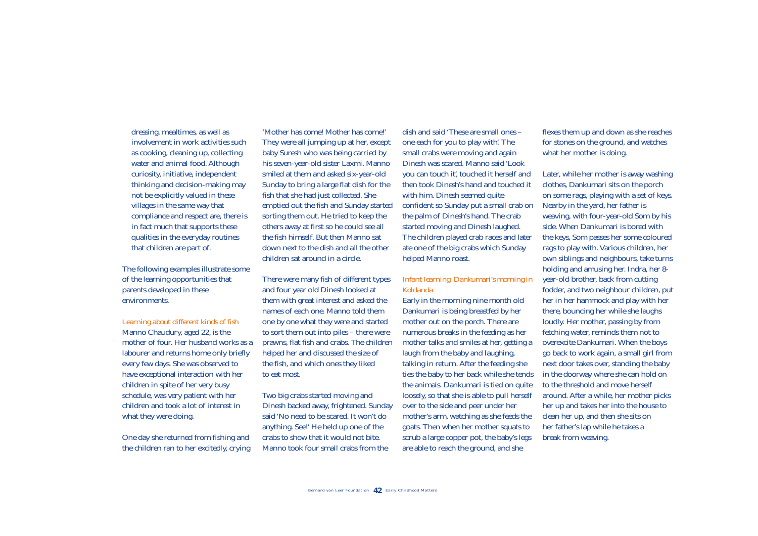dressing, mealtimes, as well as involvement in work activities such as cooking, cleaning up, collecting water and animal food. Although curiosity, initiative, independent thinking and decision-making may not be explicitly valued in these villages in the same way that compliance and respect are, there is in fact much that supports these qualities in the everyday routines that children are part of.

The following examples illustrate some of the learning opportunities that parents developed in these environments.

### Learning about different kinds of fish

Manno Chaudury, aged 22, is the mother of four. Her husband works as a labourer and returns home only briefly every few days. She was observed to have exceptional interaction with her children in spite of her very busy schedule, was very patient with her children and took a lot of interest in what they were doing.

One day she returned from fishing and the children ran to her excitedly, crying 'Mother has come! Mother has come!' They were all jumping up at her, except baby Suresh who was being carried by his seven-year-old sister Laxmi. Manno smiled at them and asked six-year-old Sunday to bring a large flat dish for the fish that she had just collected. She emptied out the fish and Sunday started sorting them out. He tried to keep the others away at first so he could see all the fish himself. But then Manno sat down next to the dish and all the other children sat around in a circle.

There were many fish of different types and four year old Dinesh looked at them with great interest and asked the names of each one. Manno told them one by one what they were and started to sort them out into piles – there were prawns, flat fish and crabs. The children helped her and discussed the size of the fish, and which ones they liked to eat most.

Two big crabs started moving and Dinesh backed away, frightened. Sunday said 'No need to be scared. It won't do anything. See!' He held up one of the crabs to show that it would not bite. Manno took four small crabs from the dish and said 'These are small ones – one each for you to play with'. The small crabs were moving and again Dinesh was scared. Manno said 'Look you can touch it', touched it herself and then took Dinesh's hand and touched it with him. Dinesh seemed quite confident so Sunday put a small crab on the palm of Dinesh's hand. The crab started moving and Dinesh laughed. The children played crab races and later ate one of the big crabs which Sunday helped Manno roast.

### Infant learning: Dankumari's morning in Koldanda

Early in the morning nine month old Dankumari is being breastfed by her mother out on the porch. There are numerous breaks in the feeding as her mother talks and smiles at her, getting a laugh from the baby and laughing, talking in return. After the feeding she ties the baby to her back while she tends the animals. Dankumari is tied on quite loosely, so that she is able to pull herself over to the side and peer under her mother's arm, watching as she feeds the goats. Then when her mother squats to scrub a large copper pot, the baby's legs are able to reach the ground, and she flexes them up and down as she reaches for stones on the ground, and watches what her mother is doing.

Later, while her mother is away washing clothes, Dankumari sits on the porch on some rags, playing with a set of keys. Nearby in the yard, her father is weaving, with four-year-old Som by his side. When Dankumari is bored with the keys, Som passes her some coloured rags to play with. Various children, her own siblings and neighbours, take turns holding and amusing her. Indra, her 8-year-old brother, back from cutting fodder, and two neighbour children, put her in her hammock and play with her there, bouncing her while she laughs loudly. Her mother, passing by from fetching water, reminds them not to overexcite Dankumari. When the boys go back to work again, a small girl from next door takes over, standing the baby in the doorway where she can hold on to the threshold and move herself around. After a while, her mother picks her up and takes her into the house to clean her up, and then she sits on her father's lap while he takes a break from weaving.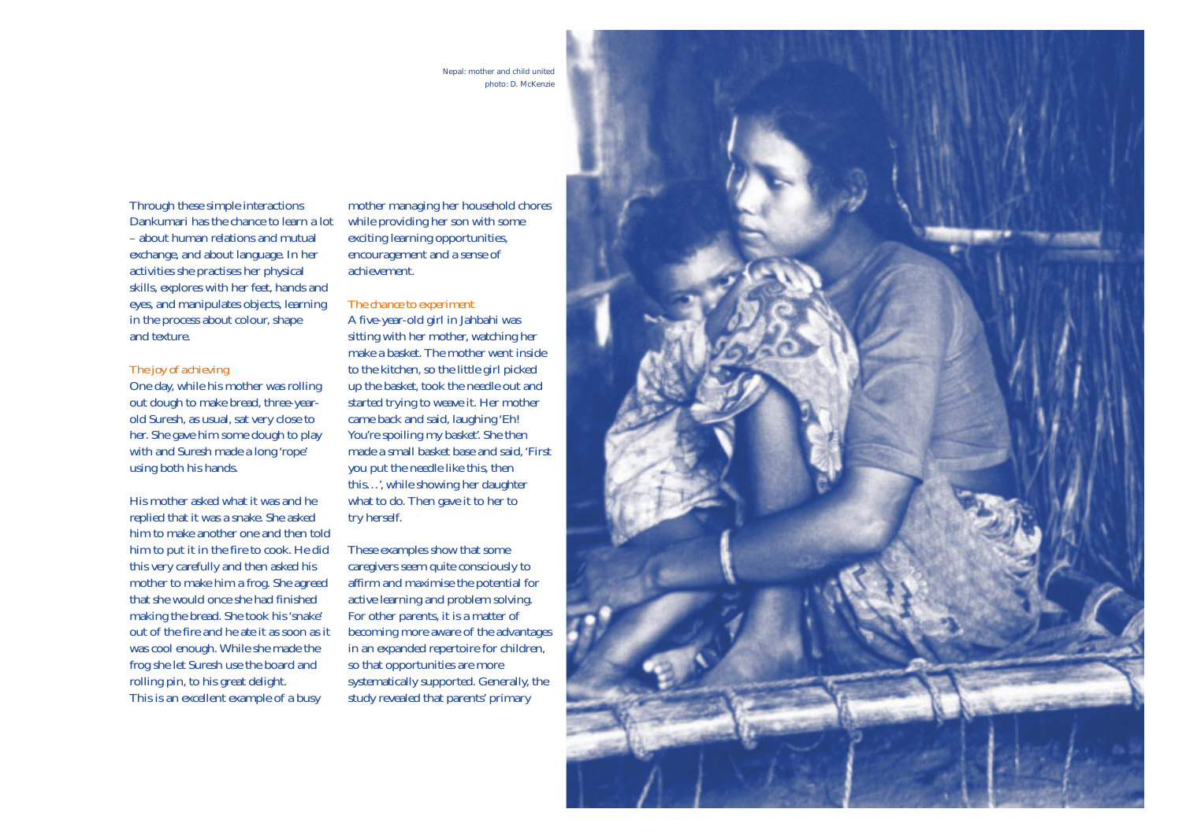Nepal: mother and child united
photo: D. McKenzie

Through these simple interactions Dankumari has the chance to learn a lot – about human relations and mutual exchange, and about language. In her activities she practises her physical skills, explores with her feet, hands and eyes, and manipulates objects, learning in the process about colour, shape and texture.

### The joy of achieving

One day, while his mother was rolling out dough to make bread, three-year-old Suresh, as usual, sat very close to her. She gave him some dough to play with and Suresh made a long 'rope' using both his hands.

His mother asked what it was and he replied that it was a snake. She asked him to make another one and then told him to put it in the fire to cook. He did this very carefully and then asked his mother to make him a frog. She agreed that she would once she had finished making the bread. She took his 'snake' out of the fire and he ate it as soon as it was cool enough. While she made the frog she let Suresh use the board and rolling pin, to his great delight. This is an excellent example of a busy mother managing her household chores while providing her son with some exciting learning opportunities, encouragement and a sense of achievement.

### The chance to experiment

A five-year-old girl in Jahbahi was sitting with her mother, watching her make a basket. The mother went inside to the kitchen, so the little girl picked up the basket, took the needle out and started trying to weave it. Her mother came back and said, laughing 'Eh! You're spoiling my basket'. She then made a small basket base and said, 'First you put the needle like this, then this…', while showing her daughter what to do. Then gave it to her to try herself.

These examples show that some caregivers seem quite consciously to affirm and maximise the potential for active learning and problem solving. For other parents, it is a matter of becoming more aware of the advantages in an expanded repertoire for children, so that opportunities are more systematically supported. Generally, the study revealed that parents' primary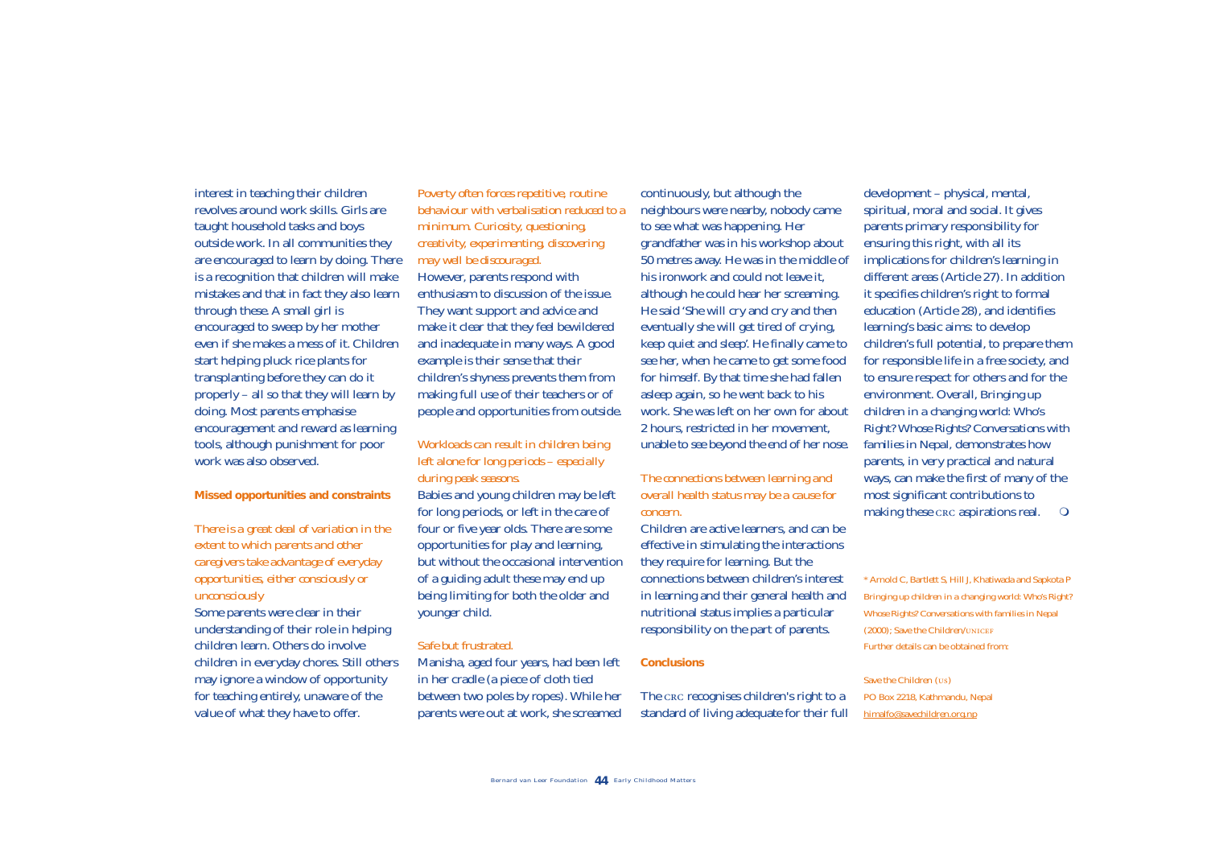interest in teaching their children revolves around work skills. Girls are taught household tasks and boys outside work. In all communities they are encouraged to learn by doing. There is a recognition that children will make mistakes and that in fact they also learn through these. A small girl is encouraged to sweep by her mother even if she makes a mess of it. Children start helping pluck rice plants for transplanting before they can do it properly – all so that they will learn by doing. Most parents emphasise encouragement and reward as learning tools, although punishment for poor work was also observed.

### Missed opportunities and constraints

*There is a great deal of variation in the extent to which parents and other caregivers take advantage of everyday opportunities, either consciously or unconsciously*

Some parents were clear in their understanding of their role in helping children learn. Others do involve children in everyday chores. Still others may ignore a window of opportunity for teaching entirely, unaware of the value of what they have to offer.

*Poverty often forces repetitive, routine behaviour with verbalisation reduced to a minimum. Curiosity, questioning, creativity, experimenting, discovering may well be discouraged.*

However, parents respond with enthusiasm to discussion of the issue. They want support and advice and make it clear that they feel bewildered and inadequate in many ways. A good example is their sense that their children's shyness prevents them from making full use of their teachers or of people and opportunities from outside.

*Workloads can result in children being left alone for long periods – especially during peak seasons.*

Babies and young children may be left for long periods, or left in the care of four or five year olds. There are some opportunities for play and learning, but without the occasional intervention of a guiding adult these may end up being limiting for both the older and younger child.

*Safe but frustrated.*

Manisha, aged four years, had been left in her cradle (a piece of cloth tied between two poles by ropes). While her parents were out at work, she screamed continuously, but although the neighbours were nearby, nobody came to see what was happening. Her grandfather was in his workshop about 50 metres away. He was in the middle of his ironwork and could not leave it, although he could hear her screaming. He said 'She will cry and cry and then eventually she will get tired of crying, keep quiet and sleep'. He finally came to see her, when he came to get some food for himself. By that time she had fallen asleep again, so he went back to his work. She was left on her own for about 2 hours, restricted in her movement, unable to see beyond the end of her nose.

*The connections between learning and overall health status may be a cause for concern.*

Children are active learners, and can be effective in stimulating the interactions they require for learning. But the connections between children's interest in learning and their general health and nutritional status implies a particular responsibility on the part of parents.

### Conclusions

The CRC recognises children's right to a standard of living adequate for their full development – physical, mental, spiritual, moral and social. It gives parents primary responsibility for ensuring this right, with all its implications for children's learning in different areas (Article 27). In addition it specifies children's right to formal education (Article 28), and identifies learning's basic aims: to develop children's full potential, to prepare them for responsible life in a free society, and to ensure respect for others and for the environment. Overall, Bringing up children in a changing world: Who's Right? Whose Rights? Conversations with families in Nepal, demonstrates how parents, in very practical and natural ways, can make the first of many of the most significant contributions to making these CRC aspirations real.

* Arnold C, Bartlett S, Hill J, Khatiwada and Sapkota P Bringing up children in a changing world: Who's Right? Whose Rights? Conversations with families in Nepal (2000); Save the Children/UNICEF
Further details can be obtained from:

Save the Children (US)
PO Box 2218, Kathmandu, Nepal
himalfo@savechildren.org.np